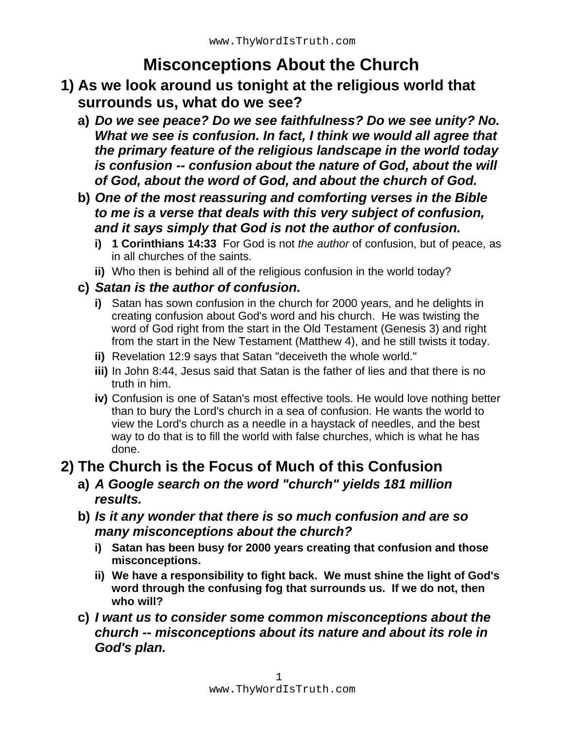# Misconceptions About the Church

1) **As we look around us tonight at the religious world that surrounds us, what do we see?**
   a) ***Do we see peace? Do we see faithfulness? Do we see unity? No. What we see is confusion. In fact, I think we would all agree that the primary feature of the religious landscape in the world today is confusion -- confusion about the nature of God, about the will of God, about the word of God, and about the church of God.***
   b) ***One of the most reassuring and comforting verses in the Bible to me is a verse that deals with this very subject of confusion, and it says simply that God is not the author of confusion.***
      i) **1 Corinthians 14:33** For God is not *the author* of confusion, but of peace, as in all churches of the saints.
      ii) Who then is behind all of the religious confusion in the world today?
   c) ***Satan is the author of confusion.***
      i) Satan has sown confusion in the church for 2000 years, and he delights in creating confusion about God's word and his church. He was twisting the word of God right from the start in the Old Testament (Genesis 3) and right from the start in the New Testament (Matthew 4), and he still twists it today.
      ii) Revelation 12:9 says that Satan "deceiveth the whole world."
      iii) In John 8:44, Jesus said that Satan is the father of lies and that there is no truth in him.
      iv) Confusion is one of Satan's most effective tools. He would love nothing better than to bury the Lord's church in a sea of confusion. He wants the world to view the Lord's church as a needle in a haystack of needles, and the best way to do that is to fill the world with false churches, which is what he has done.

2) **The Church is the Focus of Much of this Confusion**
   a) ***A Google search on the word "church" yields 181 million results.***
   b) ***Is it any wonder that there is so much confusion and are so many misconceptions about the church?***
      i) **Satan has been busy for 2000 years creating that confusion and those misconceptions.**
      ii) **We have a responsibility to fight back. We must shine the light of God's word through the confusing fog that surrounds us. If we do not, then who will?**
   c) ***I want us to consider some common misconceptions about the church -- misconceptions about its nature and about its role in God's plan.***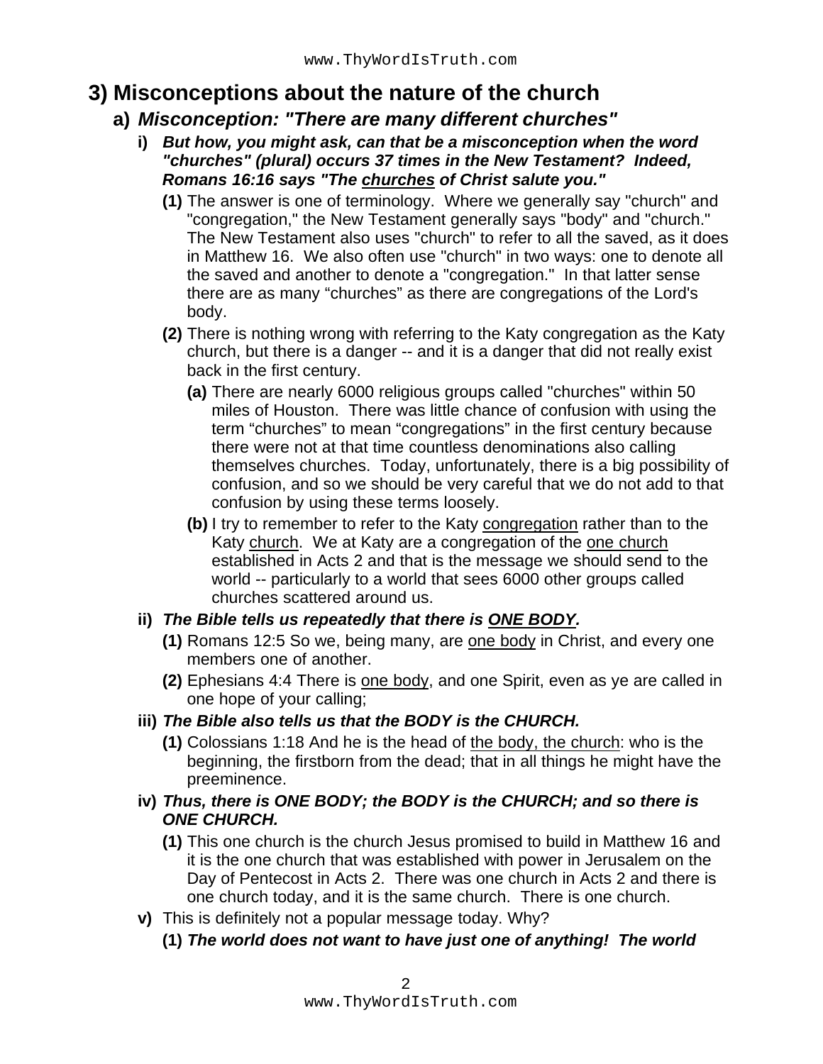# 3) Misconceptions about the nature of the church

## a) *Misconception: "There are many different churches"*

**i)** ***But how, you might ask, can that be a misconception when the word "churches" (plural) occurs 37 times in the New Testament? Indeed, Romans 16:16 says "The <u>churches</u> of Christ salute you."***

**(1)** The answer is one of terminology. Where we generally say "church" and "congregation," the New Testament generally says "body" and "church." The New Testament also uses "church" to refer to all the saved, as it does in Matthew 16. We also often use "church" in two ways: one to denote all the saved and another to denote a "congregation." In that latter sense there are as many "churches" as there are congregations of the Lord's body.

**(2)** There is nothing wrong with referring to the Katy congregation as the Katy church, but there is a danger -- and it is a danger that did not really exist back in the first century.

**(a)** There are nearly 6000 religious groups called "churches" within 50 miles of Houston. There was little chance of confusion with using the term "churches" to mean "congregations" in the first century because there were not at that time countless denominations also calling themselves churches. Today, unfortunately, there is a big possibility of confusion, and so we should be very careful that we do not add to that confusion by using these terms loosely.

**(b)** I try to remember to refer to the Katy <u>congregation</u> rather than to the Katy <u>church</u>. We at Katy are a congregation of the <u>one church</u> established in Acts 2 and that is the message we should send to the world -- particularly to a world that sees 6000 other groups called churches scattered around us.

**ii)** ***The Bible tells us repeatedly that there is <u>ONE BODY</u>.***

**(1)** Romans 12:5 So we, being many, are <u>one body</u> in Christ, and every one members one of another.

**(2)** Ephesians 4:4 There is <u>one body</u>, and one Spirit, even as ye are called in one hope of your calling;

**iii)** ***The Bible also tells us that the BODY is the CHURCH.***

**(1)** Colossians 1:18 And he is the head of <u>the body, the church</u>: who is the beginning, the firstborn from the dead; that in all things he might have the preeminence.

**iv)** ***Thus, there is ONE BODY; the BODY is the CHURCH; and so there is ONE CHURCH.***

**(1)** This one church is the church Jesus promised to build in Matthew 16 and it is the one church that was established with power in Jerusalem on the Day of Pentecost in Acts 2. There was one church in Acts 2 and there is one church today, and it is the same church. There is one church.

**v)** This is definitely not a popular message today. Why?

**(1)** ***The world does not want to have just one of anything! The world***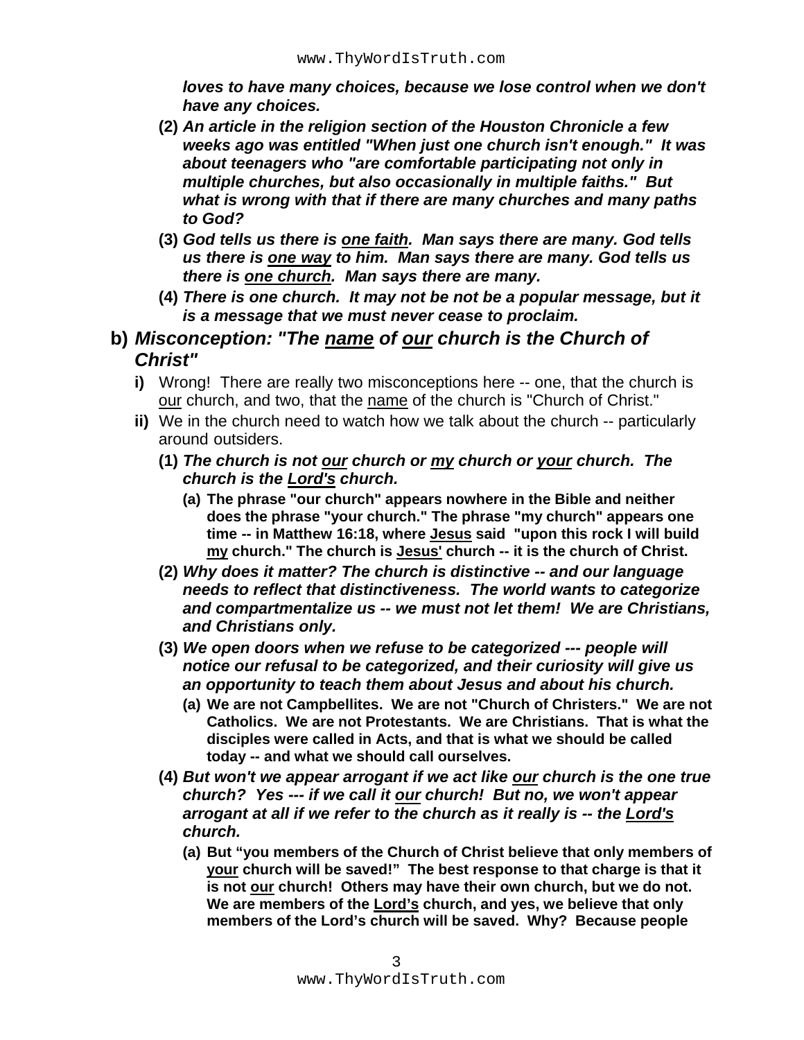***loves to have many choices, because we lose control when we don't have any choices.***

**(2)** ***An article in the religion section of the Houston Chronicle a few weeks ago was entitled "When just one church isn't enough." It was about teenagers who "are comfortable participating not only in multiple churches, but also occasionally in multiple faiths." But what is wrong with that if there are many churches and many paths to God?***

**(3)** ***God tells us there is <u>one faith</u>. Man says there are many. God tells us there is <u>one way</u> to him. Man says there are many. God tells us there is <u>one church</u>. Man says there are many.***

**(4)** ***There is one church. It may not be not be a popular message, but it is a message that we must never cease to proclaim.***

### b) *Misconception: "The <u>name</u> of <u>our</u> church is the Church of Christ"*

**i)** Wrong! There are really two misconceptions here -- one, that the church is <u>our</u> church, and two, that the <u>name</u> of the church is "Church of Christ."

**ii)** We in the church need to watch how we talk about the church -- particularly around outsiders.

**(1)** ***The church is not <u>our</u> church or <u>my</u> church or <u>your</u> church. The church is the <u>Lord's</u> church.***

**(a) The phrase "our church" appears nowhere in the Bible and neither does the phrase "your church." The phrase "my church" appears one time -- in Matthew 16:18, where <u>Jesus</u> said "upon this rock I will build <u>my</u> church." The church is <u>Jesus'</u> church -- it is the church of Christ.**

**(2)** ***Why does it matter? The church is distinctive -- and our language needs to reflect that distinctiveness. The world wants to categorize and compartmentalize us -- we must not let them! We are Christians, and Christians only.***

**(3)** ***We open doors when we refuse to be categorized --- people will notice our refusal to be categorized, and their curiosity will give us an opportunity to teach them about Jesus and about his church.***

**(a) We are not Campbellites. We are not "Church of Christers." We are not Catholics. We are not Protestants. We are Christians. That is what the disciples were called in Acts, and that is what we should be called today -- and what we should call ourselves.**

**(4)** ***But won't we appear arrogant if we act like <u>our</u> church is the one true church? Yes --- if we call it <u>our</u> church! But no, we won't appear arrogant at all if we refer to the church as it really is -- the <u>Lord's</u> church.***

**(a) But "you members of the Church of Christ believe that only members of <u>your</u> church will be saved!" The best response to that charge is that it is not <u>our</u> church! Others may have their own church, but we do not. We are members of the <u>Lord's</u> church, and yes, we believe that only members of the Lord's church will be saved. Why? Because people**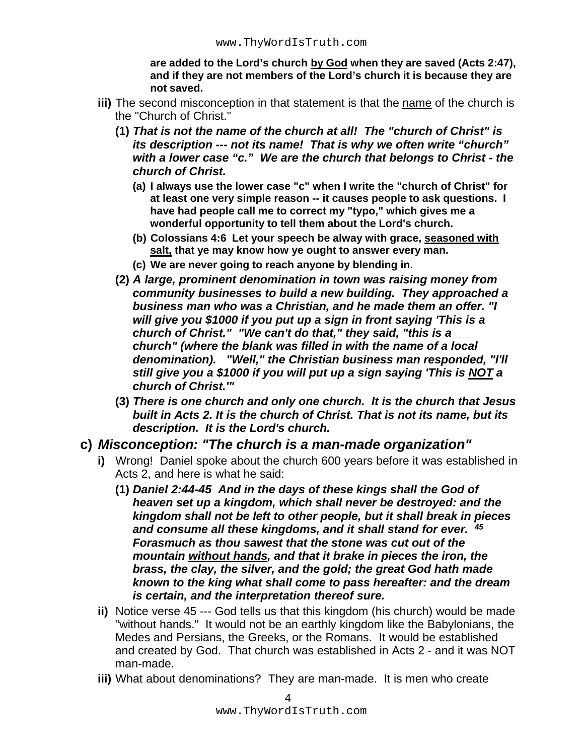**are added to the Lord's church by God when they are saved (Acts 2:47), and if they are not members of the Lord's church it is because they are not saved.**

- **iii)** The second misconception in that statement is that the name of the church is the "Church of Christ."
  - **(1)** ***That is not the name of the church at all! The "church of Christ" is its description --- not its name! That is why we often write "church" with a lower case "c." We are the church that belongs to Christ - the church of Christ.***
    - **(a) I always use the lower case "c" when I write the "church of Christ" for at least one very simple reason -- it causes people to ask questions. I have had people call me to correct my "typo," which gives me a wonderful opportunity to tell them about the Lord's church.**
    - **(b) Colossians 4:6 Let your speech be alway with grace, seasoned with salt, that ye may know how ye ought to answer every man.**
    - **(c) We are never going to reach anyone by blending in.**
  - **(2)** ***A large, prominent denomination in town was raising money from community businesses to build a new building. They approached a business man who was a Christian, and he made them an offer. "I will give you $1000 if you put up a sign in front saying 'This is a church of Christ." "We can't do that," they said, "this is a ___ church" (where the blank was filled in with the name of a local denomination). "Well," the Christian business man responded, "I'll still give you a $1000 if you will put up a sign saying 'This is NOT a church of Christ.'"***
  - **(3)** ***There is one church and only one church. It is the church that Jesus built in Acts 2. It is the church of Christ. That is not its name, but its description. It is the Lord's church.***

## c) *Misconception: "The church is a man-made organization"*

- **i)** Wrong! Daniel spoke about the church 600 years before it was established in Acts 2, and here is what he said:
  - **(1)** ***Daniel 2:44-45 And in the days of these kings shall the God of heaven set up a kingdom, which shall never be destroyed: and the kingdom shall not be left to other people, but it shall break in pieces and consume all these kingdoms, and it shall stand for ever. 45 Forasmuch as thou sawest that the stone was cut out of the mountain without hands, and that it brake in pieces the iron, the brass, the clay, the silver, and the gold; the great God hath made known to the king what shall come to pass hereafter: and the dream is certain, and the interpretation thereof sure.***
- **ii)** Notice verse 45 --- God tells us that this kingdom (his church) would be made "without hands." It would not be an earthly kingdom like the Babylonians, the Medes and Persians, the Greeks, or the Romans. It would be established and created by God. That church was established in Acts 2 - and it was NOT man-made.
- **iii)** What about denominations? They are man-made. It is men who create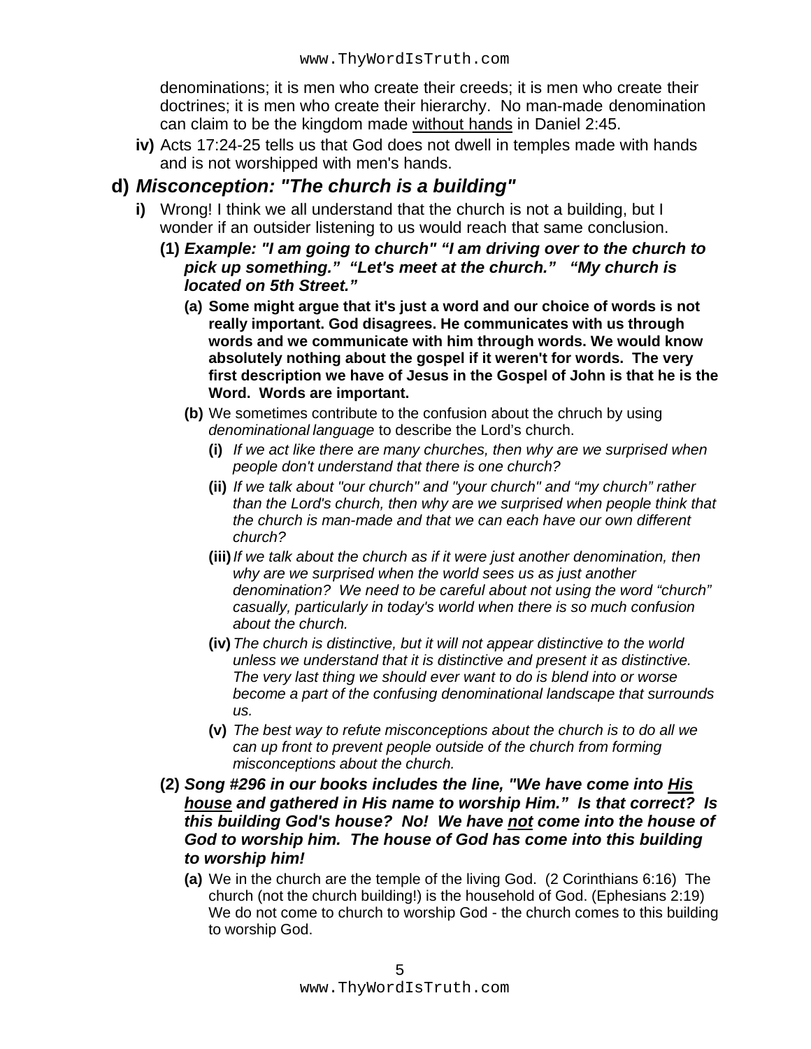denominations; it is men who create their creeds; it is men who create their doctrines; it is men who create their hierarchy. No man-made denomination can claim to be the kingdom made <u>without hands</u> in Daniel 2:45.

**iv)** Acts 17:24-25 tells us that God does not dwell in temples made with hands and is not worshipped with men's hands.

## d) *Misconception: "The church is a building"*

**i)** Wrong! I think we all understand that the church is not a building, but I wonder if an outsider listening to us would reach that same conclusion.

**(1)** ***Example: "I am going to church" "I am driving over to the church to pick up something." "Let's meet at the church." "My church is located on 5th Street."***

**(a)** **Some might argue that it's just a word and our choice of words is not really important. God disagrees. He communicates with us through words and we communicate with him through words. We would know absolutely nothing about the gospel if it weren't for words. The very first description we have of Jesus in the Gospel of John is that he is the Word. Words are important.**

**(b)** We sometimes contribute to the confusion about the chruch by using *denominational language* to describe the Lord's church.

**(i)** *If we act like there are many churches, then why are we surprised when people don't understand that there is one church?*

**(ii)** *If we talk about "our church" and "your church" and "my church" rather than the Lord's church, then why are we surprised when people think that the church is man-made and that we can each have our own different church?*

**(iii)** *If we talk about the church as if it were just another denomination, then why are we surprised when the world sees us as just another denomination? We need to be careful about not using the word "church" casually, particularly in today's world when there is so much confusion about the church.*

**(iv)** *The church is distinctive, but it will not appear distinctive to the world unless we understand that it is distinctive and present it as distinctive. The very last thing we should ever want to do is blend into or worse become a part of the confusing denominational landscape that surrounds us.*

**(v)** *The best way to refute misconceptions about the church is to do all we can up front to prevent people outside of the church from forming misconceptions about the church.*

**(2)** ***Song #296 in our books includes the line, "We have come into <u>His house</u> and gathered in His name to worship Him." Is that correct? Is this building God's house? No! We have <u>not</u> come into the house of God to worship him. The house of God has come into this building to worship him!***

**(a)** We in the church are the temple of the living God. (2 Corinthians 6:16) The church (not the church building!) is the household of God. (Ephesians 2:19) We do not come to church to worship God - the church comes to this building to worship God.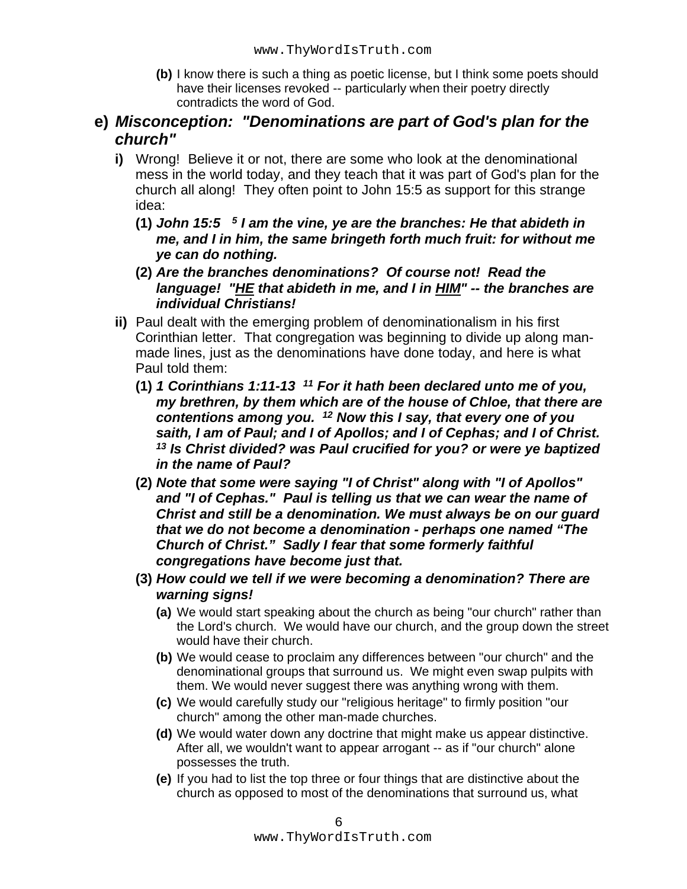(b) I know there is such a thing as poetic license, but I think some poets should have their licenses revoked -- particularly when their poetry directly contradicts the word of God.

## e) *Misconception: "Denominations are part of God's plan for the church"*

i) Wrong! Believe it or not, there are some who look at the denominational mess in the world today, and they teach that it was part of God's plan for the church all along! They often point to John 15:5 as support for this strange idea:

(1) ***John 15:5*** [5] ***I am the vine, ye are the branches: He that abideth in me, and I in him, the same bringeth forth much fruit: for without me ye can do nothing.***

(2) ***Are the branches denominations? Of course not! Read the language! "HE that abideth in me, and I in HIM" -- the branches are individual Christians!***

ii) Paul dealt with the emerging problem of denominationalism in his first Corinthian letter. That congregation was beginning to divide up along man-made lines, just as the denominations have done today, and here is what Paul told them:

(1) ***1 Corinthians 1:11-13*** [11] ***For it hath been declared unto me of you, my brethren, by them which are of the house of Chloe, that there are contentions among you.*** [12] ***Now this I say, that every one of you saith, I am of Paul; and I of Apollos; and I of Cephas; and I of Christ.*** [13] ***Is Christ divided? was Paul crucified for you? or were ye baptized in the name of Paul?***

(2) ***Note that some were saying "I of Christ" along with "I of Apollos" and "I of Cephas." Paul is telling us that we can wear the name of Christ and still be a denomination. We must always be on our guard that we do not become a denomination - perhaps one named "The Church of Christ." Sadly I fear that some formerly faithful congregations have become just that.***

(3) ***How could we tell if we were becoming a denomination? There are warning signs!***

(a) We would start speaking about the church as being "our church" rather than the Lord's church. We would have our church, and the group down the street would have their church.

(b) We would cease to proclaim any differences between "our church" and the denominational groups that surround us. We might even swap pulpits with them. We would never suggest there was anything wrong with them.

(c) We would carefully study our "religious heritage" to firmly position "our church" among the other man-made churches.

(d) We would water down any doctrine that might make us appear distinctive. After all, we wouldn't want to appear arrogant -- as if "our church" alone possesses the truth.

(e) If you had to list the top three or four things that are distinctive about the church as opposed to most of the denominations that surround us, what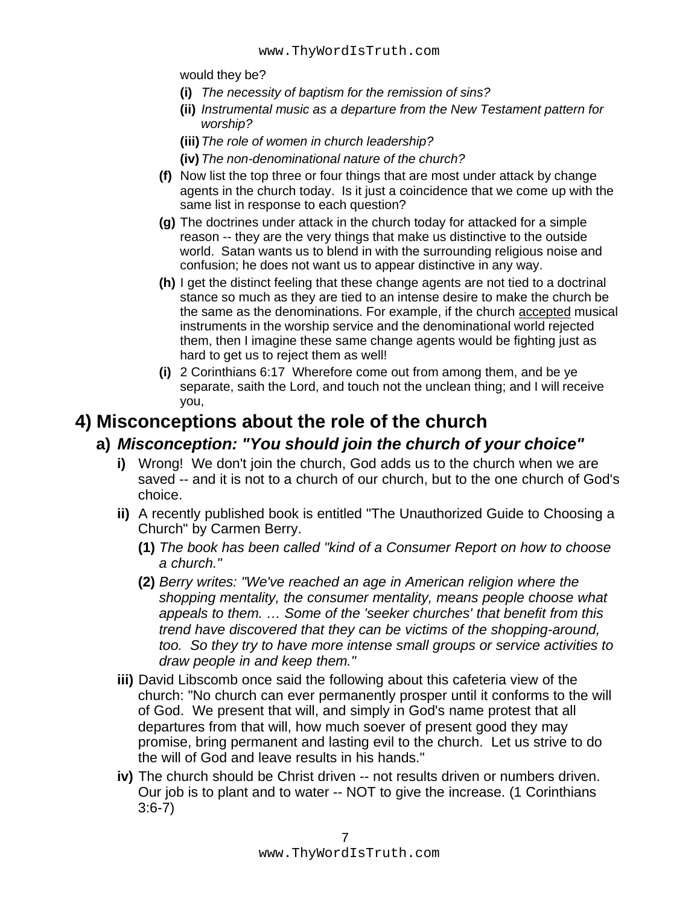would they be?

- **(i)** *The necessity of baptism for the remission of sins?*
- **(ii)** *Instrumental music as a departure from the New Testament pattern for worship?*
- **(iii)** *The role of women in church leadership?*
- **(iv)** *The non-denominational nature of the church?*

- **(f)** Now list the top three or four things that are most under attack by change agents in the church today. Is it just a coincidence that we come up with the same list in response to each question?
- **(g)** The doctrines under attack in the church today for attacked for a simple reason -- they are the very things that make us distinctive to the outside world. Satan wants us to blend in with the surrounding religious noise and confusion; he does not want us to appear distinctive in any way.
- **(h)** I get the distinct feeling that these change agents are not tied to a doctrinal stance so much as they are tied to an intense desire to make the church be the same as the denominations. For example, if the church <u>accepted</u> musical instruments in the worship service and the denominational world rejected them, then I imagine these same change agents would be fighting just as hard to get us to reject them as well!
- **(i)** 2 Corinthians 6:17 Wherefore come out from among them, and be ye separate, saith the Lord, and touch not the unclean thing; and I will receive you,

# 4) Misconceptions about the role of the church

## a) *Misconception: "You should join the church of your choice"*

- **i)** Wrong! We don't join the church, God adds us to the church when we are saved -- and it is not to a church of our church, but to the one church of God's choice.
- **ii)** A recently published book is entitled "The Unauthorized Guide to Choosing a Church" by Carmen Berry.
  - **(1)** *The book has been called "kind of a Consumer Report on how to choose a church."*
  - **(2)** *Berry writes: "We've reached an age in American religion where the shopping mentality, the consumer mentality, means people choose what appeals to them. … Some of the 'seeker churches' that benefit from this trend have discovered that they can be victims of the shopping-around, too. So they try to have more intense small groups or service activities to draw people in and keep them."*
- **iii)** David Libscomb once said the following about this cafeteria view of the church: "No church can ever permanently prosper until it conforms to the will of God. We present that will, and simply in God's name protest that all departures from that will, how much soever of present good they may promise, bring permanent and lasting evil to the church. Let us strive to do the will of God and leave results in his hands."
- **iv)** The church should be Christ driven -- not results driven or numbers driven. Our job is to plant and to water -- NOT to give the increase. (1 Corinthians 3:6-7)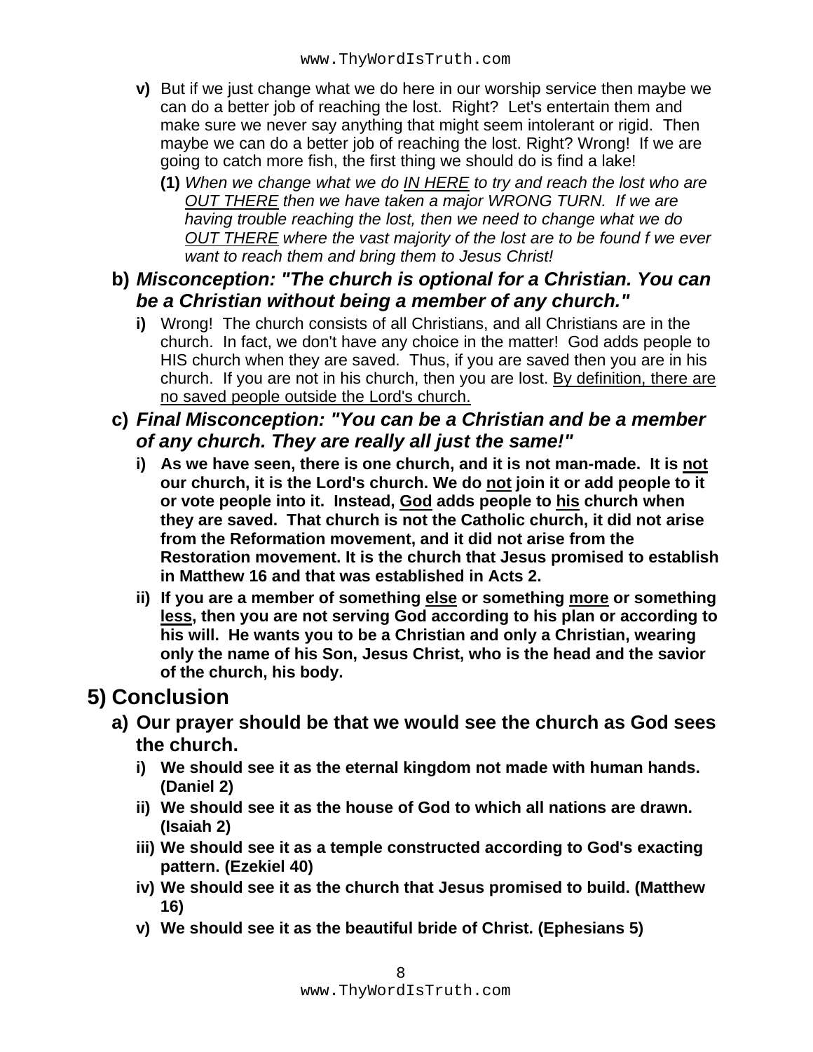- **v)** But if we just change what we do here in our worship service then maybe we can do a better job of reaching the lost. Right? Let's entertain them and make sure we never say anything that might seem intolerant or rigid. Then maybe we can do a better job of reaching the lost. Right? Wrong! If we are going to catch more fish, the first thing we should do is find a lake!
  - **(1)** *When we change what we do <u>IN HERE</u> to try and reach the lost who are <u>OUT THERE</u> then we have taken a major WRONG TURN. If we are having trouble reaching the lost, then we need to change what we do <u>OUT THERE</u> where the vast majority of the lost are to be found f we ever want to reach them and bring them to Jesus Christ!*

### b) *Misconception: "The church is optional for a Christian. You can be a Christian without being a member of any church."*

- **i)** Wrong! The church consists of all Christians, and all Christians are in the church. In fact, we don't have any choice in the matter! God adds people to HIS church when they are saved. Thus, if you are saved then you are in his church. If you are not in his church, then you are lost. <u>By definition, there are no saved people outside the Lord's church.</u>

### c) *Final Misconception: "You can be a Christian and be a member of any church. They are really all just the same!"*

- **i) As we have seen, there is one church, and it is not man-made. It is <u>not</u> our church, it is the Lord's church. We do <u>not</u> join it or add people to it or vote people into it. Instead, <u>God</u> adds people to <u>his</u> church when they are saved. That church is not the Catholic church, it did not arise from the Reformation movement, and it did not arise from the Restoration movement. It is the church that Jesus promised to establish in Matthew 16 and that was established in Acts 2.**
- **ii) If you are a member of something <u>else</u> or something <u>more</u> or something <u>less</u>, then you are not serving God according to his plan or according to his will. He wants you to be a Christian and only a Christian, wearing only the name of his Son, Jesus Christ, who is the head and the savior of the church, his body.**

## 5) Conclusion

### a) Our prayer should be that we would see the church as God sees the church.

- **i) We should see it as the eternal kingdom not made with human hands. (Daniel 2)**
- **ii) We should see it as the house of God to which all nations are drawn. (Isaiah 2)**
- **iii) We should see it as a temple constructed according to God's exacting pattern. (Ezekiel 40)**
- **iv) We should see it as the church that Jesus promised to build. (Matthew 16)**
- **v) We should see it as the beautiful bride of Christ. (Ephesians 5)**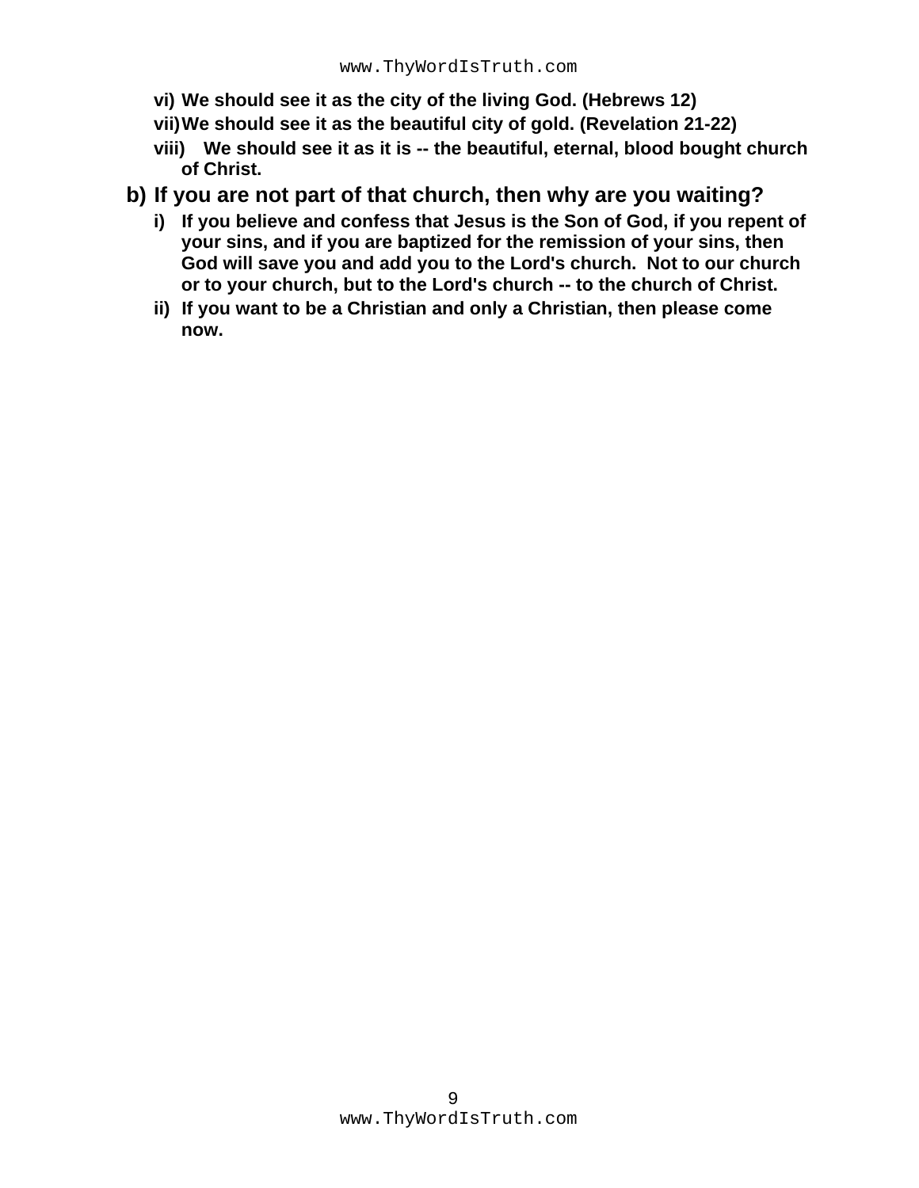- vi) **We should see it as the city of the living God. (Hebrews 12)**
- vii) **We should see it as the beautiful city of gold. (Revelation 21-22)**
- viii) **We should see it as it is -- the beautiful, eternal, blood bought church of Christ.**

**b) If you are not part of that church, then why are you waiting?**

- i) **If you believe and confess that Jesus is the Son of God, if you repent of your sins, and if you are baptized for the remission of your sins, then God will save you and add you to the Lord's church. Not to our church or to your church, but to the Lord's church -- to the church of Christ.**
- ii) **If you want to be a Christian and only a Christian, then please come now.**